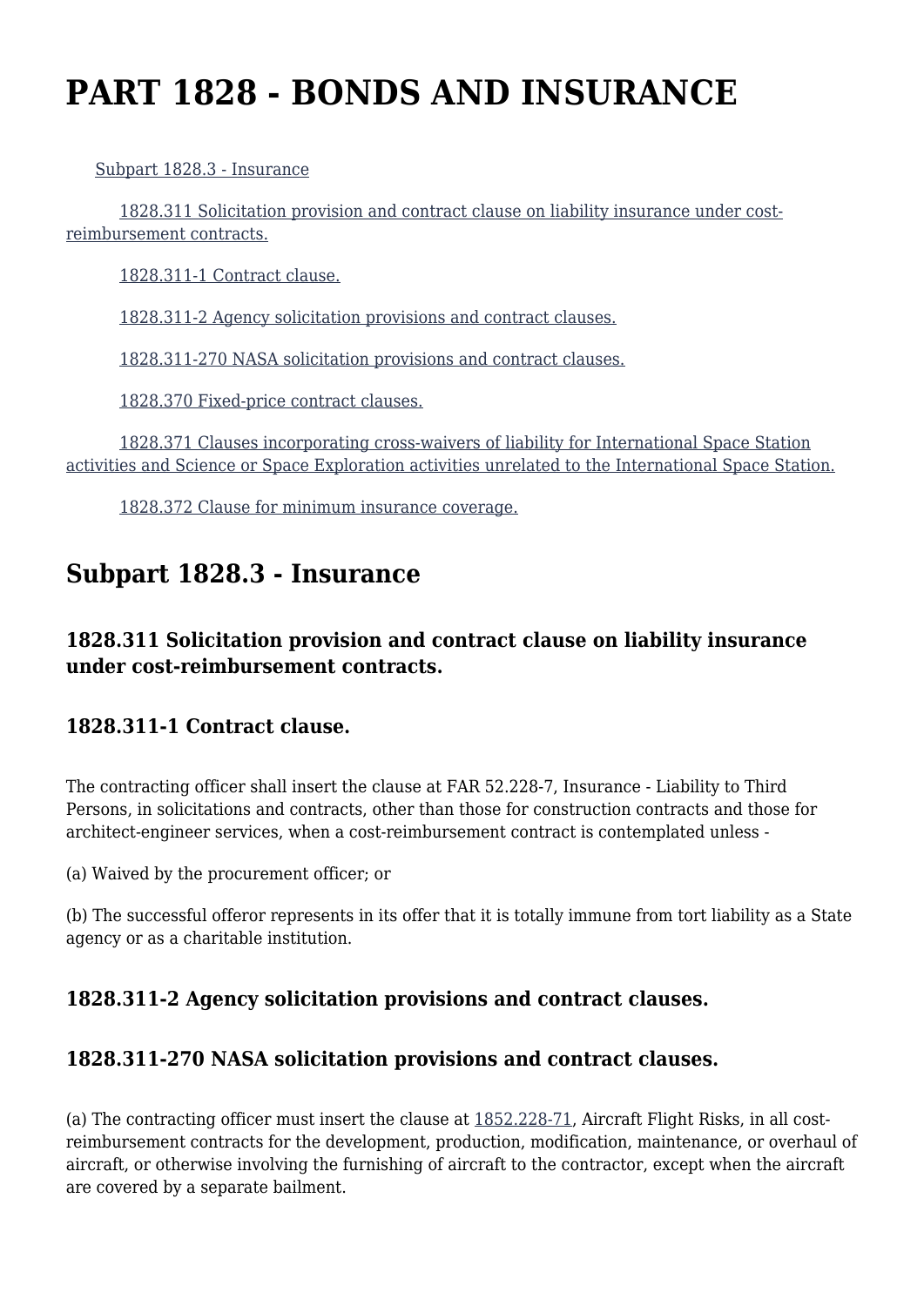# PART 1828 - BONDS AND INSURANCE

Subpart 1828.3 - Insurance

1828.311 Solicitation provision and contract clause on liability insurance under cost-reimbursement contracts.

1828.311-1 Contract clause.

1828.311-2 Agency solicitation provisions and contract clauses.

1828.311-270 NASA solicitation provisions and contract clauses.

1828.370 Fixed-price contract clauses.

1828.371 Clauses incorporating cross-waivers of liability for International Space Station activities and Science or Space Exploration activities unrelated to the International Space Station.

1828.372 Clause for minimum insurance coverage.

## Subpart 1828.3 - Insurance

### 1828.311 Solicitation provision and contract clause on liability insurance under cost-reimbursement contracts.

### 1828.311-1 Contract clause.

The contracting officer shall insert the clause at FAR 52.228-7, Insurance - Liability to Third Persons, in solicitations and contracts, other than those for construction contracts and those for architect-engineer services, when a cost-reimbursement contract is contemplated unless -

(a) Waived by the procurement officer; or

(b) The successful offeror represents in its offer that it is totally immune from tort liability as a State agency or as a charitable institution.

### 1828.311-2 Agency solicitation provisions and contract clauses.

### 1828.311-270 NASA solicitation provisions and contract clauses.

(a) The contracting officer must insert the clause at 1852.228-71, Aircraft Flight Risks, in all cost-reimbursement contracts for the development, production, modification, maintenance, or overhaul of aircraft, or otherwise involving the furnishing of aircraft to the contractor, except when the aircraft are covered by a separate bailment.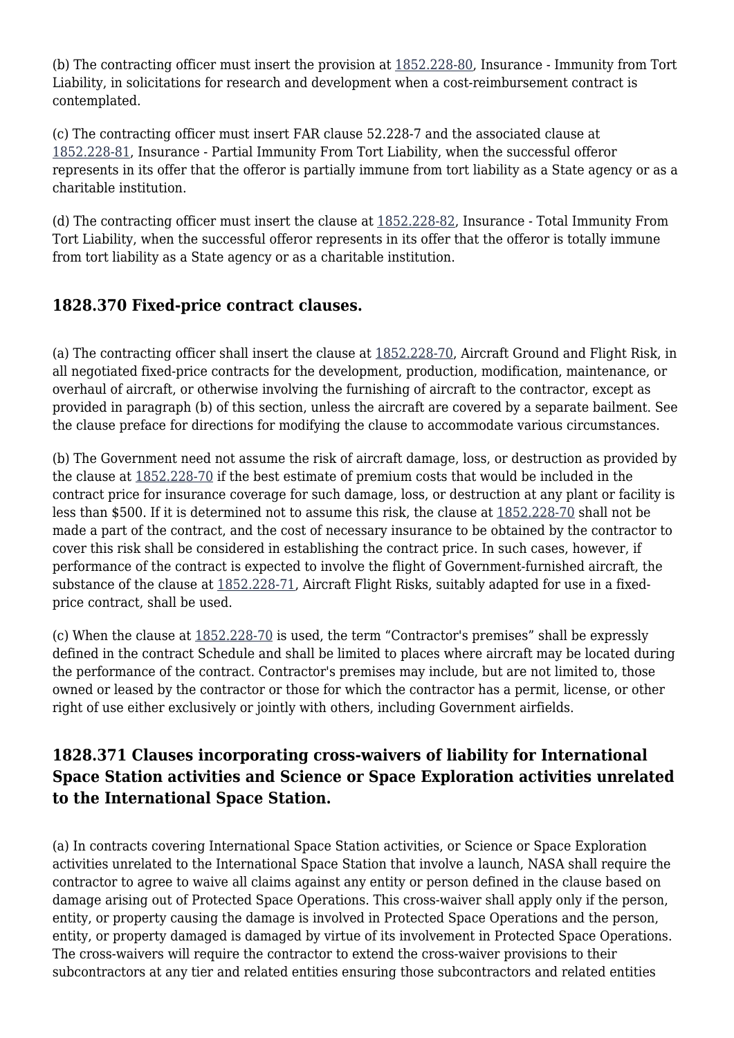(b) The contracting officer must insert the provision at 1852.228-80, Insurance - Immunity from Tort Liability, in solicitations for research and development when a cost-reimbursement contract is contemplated.

(c) The contracting officer must insert FAR clause 52.228-7 and the associated clause at 1852.228-81, Insurance - Partial Immunity From Tort Liability, when the successful offeror represents in its offer that the offeror is partially immune from tort liability as a State agency or as a charitable institution.

(d) The contracting officer must insert the clause at 1852.228-82, Insurance - Total Immunity From Tort Liability, when the successful offeror represents in its offer that the offeror is totally immune from tort liability as a State agency or as a charitable institution.

## 1828.370 Fixed-price contract clauses.

(a) The contracting officer shall insert the clause at 1852.228-70, Aircraft Ground and Flight Risk, in all negotiated fixed-price contracts for the development, production, modification, maintenance, or overhaul of aircraft, or otherwise involving the furnishing of aircraft to the contractor, except as provided in paragraph (b) of this section, unless the aircraft are covered by a separate bailment. See the clause preface for directions for modifying the clause to accommodate various circumstances.

(b) The Government need not assume the risk of aircraft damage, loss, or destruction as provided by the clause at 1852.228-70 if the best estimate of premium costs that would be included in the contract price for insurance coverage for such damage, loss, or destruction at any plant or facility is less than $500. If it is determined not to assume this risk, the clause at 1852.228-70 shall not be made a part of the contract, and the cost of necessary insurance to be obtained by the contractor to cover this risk shall be considered in establishing the contract price. In such cases, however, if performance of the contract is expected to involve the flight of Government-furnished aircraft, the substance of the clause at 1852.228-71, Aircraft Flight Risks, suitably adapted for use in a fixed-price contract, shall be used.

(c) When the clause at 1852.228-70 is used, the term "Contractor's premises" shall be expressly defined in the contract Schedule and shall be limited to places where aircraft may be located during the performance of the contract. Contractor's premises may include, but are not limited to, those owned or leased by the contractor or those for which the contractor has a permit, license, or other right of use either exclusively or jointly with others, including Government airfields.

## 1828.371 Clauses incorporating cross-waivers of liability for International Space Station activities and Science or Space Exploration activities unrelated to the International Space Station.

(a) In contracts covering International Space Station activities, or Science or Space Exploration activities unrelated to the International Space Station that involve a launch, NASA shall require the contractor to agree to waive all claims against any entity or person defined in the clause based on damage arising out of Protected Space Operations. This cross-waiver shall apply only if the person, entity, or property causing the damage is involved in Protected Space Operations and the person, entity, or property damaged is damaged by virtue of its involvement in Protected Space Operations. The cross-waivers will require the contractor to extend the cross-waiver provisions to their subcontractors at any tier and related entities ensuring those subcontractors and related entities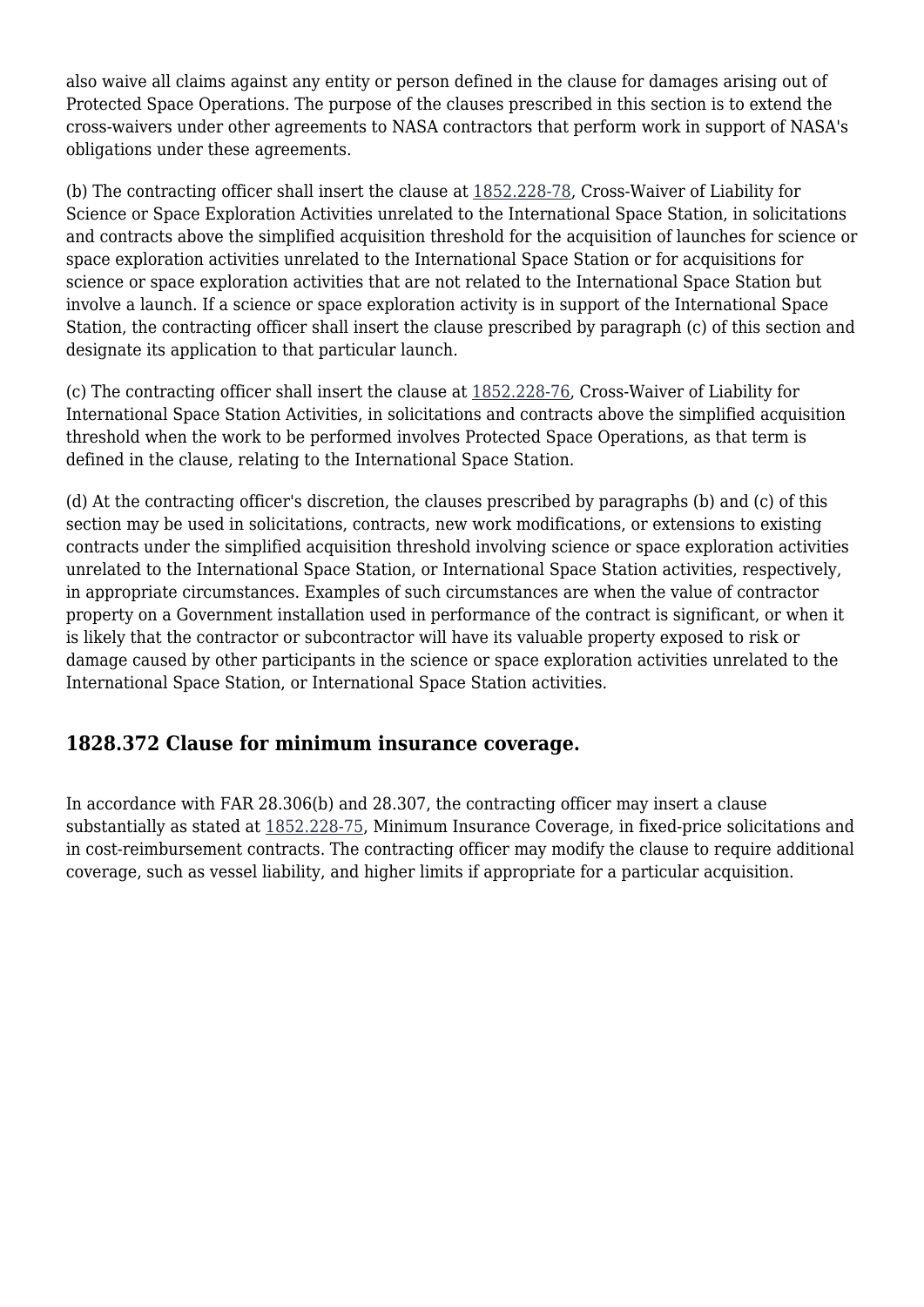also waive all claims against any entity or person defined in the clause for damages arising out of Protected Space Operations. The purpose of the clauses prescribed in this section is to extend the cross-waivers under other agreements to NASA contractors that perform work in support of NASA's obligations under these agreements.

(b) The contracting officer shall insert the clause at 1852.228-78, Cross-Waiver of Liability for Science or Space Exploration Activities unrelated to the International Space Station, in solicitations and contracts above the simplified acquisition threshold for the acquisition of launches for science or space exploration activities unrelated to the International Space Station or for acquisitions for science or space exploration activities that are not related to the International Space Station but involve a launch. If a science or space exploration activity is in support of the International Space Station, the contracting officer shall insert the clause prescribed by paragraph (c) of this section and designate its application to that particular launch.

(c) The contracting officer shall insert the clause at 1852.228-76, Cross-Waiver of Liability for International Space Station Activities, in solicitations and contracts above the simplified acquisition threshold when the work to be performed involves Protected Space Operations, as that term is defined in the clause, relating to the International Space Station.

(d) At the contracting officer's discretion, the clauses prescribed by paragraphs (b) and (c) of this section may be used in solicitations, contracts, new work modifications, or extensions to existing contracts under the simplified acquisition threshold involving science or space exploration activities unrelated to the International Space Station, or International Space Station activities, respectively, in appropriate circumstances. Examples of such circumstances are when the value of contractor property on a Government installation used in performance of the contract is significant, or when it is likely that the contractor or subcontractor will have its valuable property exposed to risk or damage caused by other participants in the science or space exploration activities unrelated to the International Space Station, or International Space Station activities.

## 1828.372 Clause for minimum insurance coverage.

In accordance with FAR 28.306(b) and 28.307, the contracting officer may insert a clause substantially as stated at 1852.228-75, Minimum Insurance Coverage, in fixed-price solicitations and in cost-reimbursement contracts. The contracting officer may modify the clause to require additional coverage, such as vessel liability, and higher limits if appropriate for a particular acquisition.